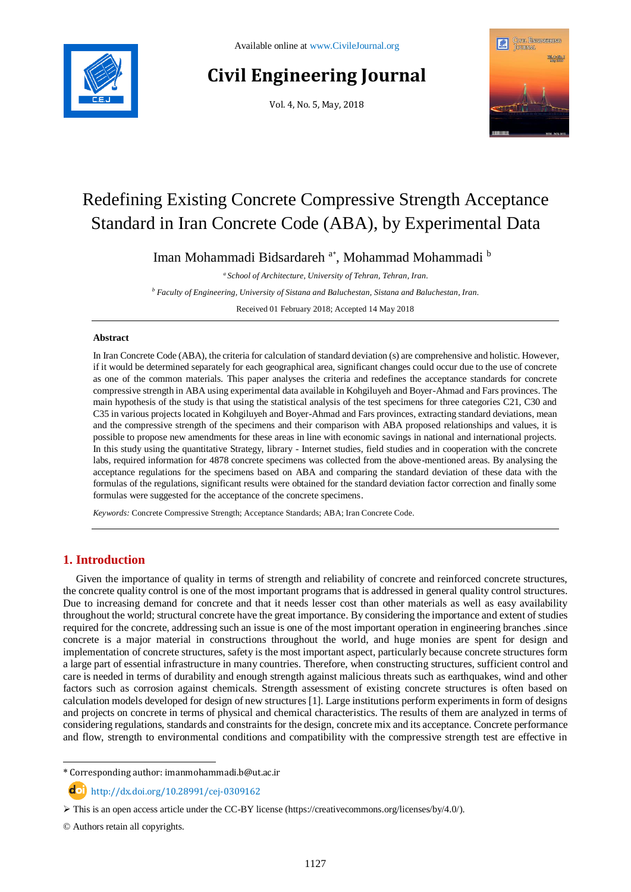# Redefining Existing Concrete Compressive Strength Acceptance Standard in Iran Concrete Code (ABA), by Experimental Data

Iman Mohammadi Bidsardareh [a*], Mohammad Mohammadi [b]

[a] *School of Architecture, University of Tehran, Tehran, Iran.*

[b] *Faculty of Engineering, University of Sistana and Baluchestan, Sistana and Baluchestan, Iran.*

Received 01 February 2018; Accepted 14 May 2018

## Abstract

In Iran Concrete Code (ABA), the criteria for calculation of standard deviation (s) are comprehensive and holistic. However, if it would be determined separately for each geographical area, significant changes could occur due to the use of concrete as one of the common materials. This paper analyses the criteria and redefines the acceptance standards for concrete compressive strength in ABA using experimental data available in Kohgiluyeh and Boyer-Ahmad and Fars provinces. The main hypothesis of the study is that using the statistical analysis of the test specimens for three categories C21, C30 and C35 in various projects located in Kohgiluyeh and Boyer-Ahmad and Fars provinces, extracting standard deviations, mean and the compressive strength of the specimens and their comparison with ABA proposed relationships and values, it is possible to propose new amendments for these areas in line with economic savings in national and international projects. In this study using the quantitative Strategy, library - Internet studies, field studies and in cooperation with the concrete labs, required information for 4878 concrete specimens was collected from the above-mentioned areas. By analysing the acceptance regulations for the specimens based on ABA and comparing the standard deviation of these data with the formulas of the regulations, significant results were obtained for the standard deviation factor correction and finally some formulas were suggested for the acceptance of the concrete specimens.

*Keywords:* Concrete Compressive Strength; Acceptance Standards; ABA; Iran Concrete Code.

## 1. Introduction

Given the importance of quality in terms of strength and reliability of concrete and reinforced concrete structures, the concrete quality control is one of the most important programs that is addressed in general quality control structures. Due to increasing demand for concrete and that it needs lesser cost than other materials as well as easy availability throughout the world; structural concrete have the great importance. By considering the importance and extent of studies required for the concrete, addressing such an issue is one of the most important operation in engineering branches .since concrete is a major material in constructions throughout the world, and huge monies are spent for design and implementation of concrete structures, safety is the most important aspect, particularly because concrete structures form a large part of essential infrastructure in many countries. Therefore, when constructing structures, sufficient control and care is needed in terms of durability and enough strength against malicious threats such as earthquakes, wind and other factors such as corrosion against chemicals. Strength assessment of existing concrete structures is often based on calculation models developed for design of new structures [1]. Large institutions perform experiments in form of designs and projects on concrete in terms of physical and chemical characteristics. The results of them are analyzed in terms of considering regulations, standards and constraints for the design, concrete mix and its acceptance. Concrete performance and flow, strength to environmental conditions and compatibility with the compressive strength test are effective in

---

\* Corresponding author: imanmohammadi.b@ut.ac.ir

http://dx.doi.org/10.28991/cej-0309162

➢ This is an open access article under the CC-BY license (https://creativecommons.org/licenses/by/4.0/).

© Authors retain all copyrights.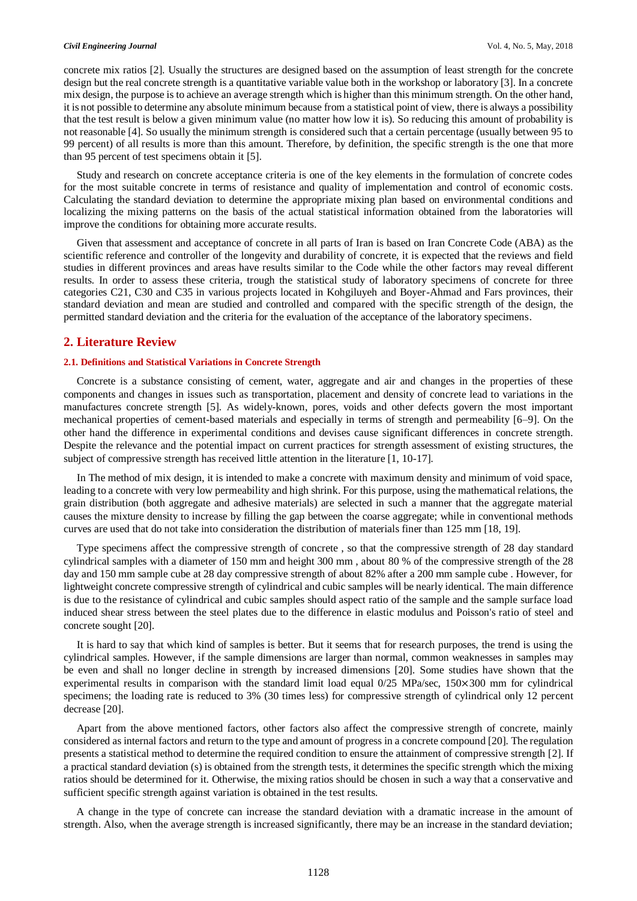concrete mix ratios [2]. Usually the structures are designed based on the assumption of least strength for the concrete design but the real concrete strength is a quantitative variable value both in the workshop or laboratory [3]. In a concrete mix design, the purpose is to achieve an average strength which is higher than this minimum strength. On the other hand, it is not possible to determine any absolute minimum because from a statistical point of view, there is always a possibility that the test result is below a given minimum value (no matter how low it is). So reducing this amount of probability is not reasonable [4]. So usually the minimum strength is considered such that a certain percentage (usually between 95 to 99 percent) of all results is more than this amount. Therefore, by definition, the specific strength is the one that more than 95 percent of test specimens obtain it [5].

Study and research on concrete acceptance criteria is one of the key elements in the formulation of concrete codes for the most suitable concrete in terms of resistance and quality of implementation and control of economic costs. Calculating the standard deviation to determine the appropriate mixing plan based on environmental conditions and localizing the mixing patterns on the basis of the actual statistical information obtained from the laboratories will improve the conditions for obtaining more accurate results.

Given that assessment and acceptance of concrete in all parts of Iran is based on Iran Concrete Code (ABA) as the scientific reference and controller of the longevity and durability of concrete, it is expected that the reviews and field studies in different provinces and areas have results similar to the Code while the other factors may reveal different results. In order to assess these criteria, trough the statistical study of laboratory specimens of concrete for three categories C21, C30 and C35 in various projects located in Kohgiluyeh and Boyer-Ahmad and Fars provinces, their standard deviation and mean are studied and controlled and compared with the specific strength of the design, the permitted standard deviation and the criteria for the evaluation of the acceptance of the laboratory specimens.

## 2. Literature Review

### 2.1. Definitions and Statistical Variations in Concrete Strength

Concrete is a substance consisting of cement, water, aggregate and air and changes in the properties of these components and changes in issues such as transportation, placement and density of concrete lead to variations in the manufactures concrete strength [5]. As widely-known, pores, voids and other defects govern the most important mechanical properties of cement-based materials and especially in terms of strength and permeability [6–9]. On the other hand the difference in experimental conditions and devises cause significant differences in concrete strength. Despite the relevance and the potential impact on current practices for strength assessment of existing structures, the subject of compressive strength has received little attention in the literature [1, 10-17].

In The method of mix design, it is intended to make a concrete with maximum density and minimum of void space, leading to a concrete with very low permeability and high shrink. For this purpose, using the mathematical relations, the grain distribution (both aggregate and adhesive materials) are selected in such a manner that the aggregate material causes the mixture density to increase by filling the gap between the coarse aggregate; while in conventional methods curves are used that do not take into consideration the distribution of materials finer than 125 mm [18, 19].

Type specimens affect the compressive strength of concrete , so that the compressive strength of 28 day standard cylindrical samples with a diameter of 150 mm and height 300 mm , about 80 % of the compressive strength of the 28 day and 150 mm sample cube at 28 day compressive strength of about 82% after a 200 mm sample cube . However, for lightweight concrete compressive strength of cylindrical and cubic samples will be nearly identical. The main difference is due to the resistance of cylindrical and cubic samples should aspect ratio of the sample and the sample surface load induced shear stress between the steel plates due to the difference in elastic modulus and Poisson's ratio of steel and concrete sought [20].

It is hard to say that which kind of samples is better. But it seems that for research purposes, the trend is using the cylindrical samples. However, if the sample dimensions are larger than normal, common weaknesses in samples may be even and shall no longer decline in strength by increased dimensions [20]. Some studies have shown that the experimental results in comparison with the standard limit load equal 0/25 MPa/sec, 150×300 mm for cylindrical specimens; the loading rate is reduced to 3% (30 times less) for compressive strength of cylindrical only 12 percent decrease [20].

Apart from the above mentioned factors, other factors also affect the compressive strength of concrete, mainly considered as internal factors and return to the type and amount of progress in a concrete compound [20]. The regulation presents a statistical method to determine the required condition to ensure the attainment of compressive strength [2]. If a practical standard deviation (s) is obtained from the strength tests, it determines the specific strength which the mixing ratios should be determined for it. Otherwise, the mixing ratios should be chosen in such a way that a conservative and sufficient specific strength against variation is obtained in the test results.

A change in the type of concrete can increase the standard deviation with a dramatic increase in the amount of strength. Also, when the average strength is increased significantly, there may be an increase in the standard deviation;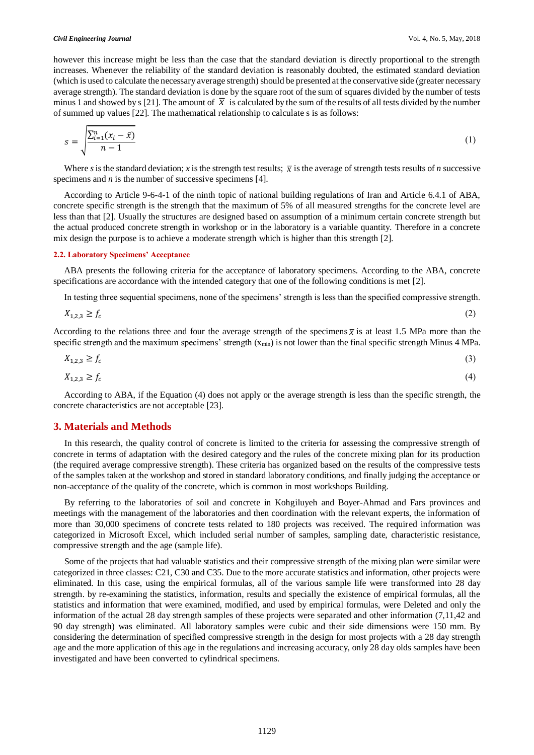however this increase might be less than the case that the standard deviation is directly proportional to the strength increases. Whenever the reliability of the standard deviation is reasonably doubted, the estimated standard deviation (which is used to calculate the necessary average strength) should be presented at the conservative side (greater necessary average strength). The standard deviation is done by the square root of the sum of squares divided by the number of tests minus 1 and showed by s [21]. The amount of $\overline{X}$ is calculated by the sum of the results of all tests divided by the number of summed up values [22]. The mathematical relationship to calculate s is as follows:

$$s = \sqrt{\frac{\sum_{i=1}^{n}(x_i - \bar{x})}{n-1}} \tag{1}$$

Where *s* is the standard deviation; *x* is the strength test results; $\bar{x}$ is the average of strength tests results of *n* successive specimens and *n* is the number of successive specimens [4].

According to Article 9-6-4-1 of the ninth topic of national building regulations of Iran and Article 6.4.1 of ABA, concrete specific strength is the strength that the maximum of 5% of all measured strengths for the concrete level are less than that [2]. Usually the structures are designed based on assumption of a minimum certain concrete strength but the actual produced concrete strength in workshop or in the laboratory is a variable quantity. Therefore in a concrete mix design the purpose is to achieve a moderate strength which is higher than this strength [2].

### 2.2. Laboratory Specimens' Acceptance

ABA presents the following criteria for the acceptance of laboratory specimens. According to the ABA, concrete specifications are accordance with the intended category that one of the following conditions is met [2].

In testing three sequential specimens, none of the specimens' strength is less than the specified compressive strength.

$$X_{1,2,3} \geq f_c \tag{2}$$

According to the relations three and four the average strength of the specimens $\bar{x}$ is at least 1.5 MPa more than the specific strength and the maximum specimens' strength ($x_{min}$) is not lower than the final specific strength Minus 4 MPa.

$$X_{1,2,3} \geq f_c \tag{3}$$

$$X_{1,2,3} \geq f_c \tag{4}$$

According to ABA, if the Equation (4) does not apply or the average strength is less than the specific strength, the concrete characteristics are not acceptable [23].

## 3. Materials and Methods

In this research, the quality control of concrete is limited to the criteria for assessing the compressive strength of concrete in terms of adaptation with the desired category and the rules of the concrete mixing plan for its production (the required average compressive strength). These criteria has organized based on the results of the compressive tests of the samples taken at the workshop and stored in standard laboratory conditions, and finally judging the acceptance or non-acceptance of the quality of the concrete, which is common in most workshops Building.

By referring to the laboratories of soil and concrete in Kohgiluyeh and Boyer-Ahmad and Fars provinces and meetings with the management of the laboratories and then coordination with the relevant experts, the information of more than 30,000 specimens of concrete tests related to 180 projects was received. The required information was categorized in Microsoft Excel, which included serial number of samples, sampling date, characteristic resistance, compressive strength and the age (sample life).

Some of the projects that had valuable statistics and their compressive strength of the mixing plan were similar were categorized in three classes: C21, C30 and C35. Due to the more accurate statistics and information, other projects were eliminated. In this case, using the empirical formulas, all of the various sample life were transformed into 28 day strength. by re-examining the statistics, information, results and specially the existence of empirical formulas, all the statistics and information that were examined, modified, and used by empirical formulas, were Deleted and only the information of the actual 28 day strength samples of these projects were separated and other information (7,11,42 and 90 day strength) was eliminated. All laboratory samples were cubic and their side dimensions were 150 mm. By considering the determination of specified compressive strength in the design for most projects with a 28 day strength age and the more application of this age in the regulations and increasing accuracy, only 28 day olds samples have been investigated and have been converted to cylindrical specimens.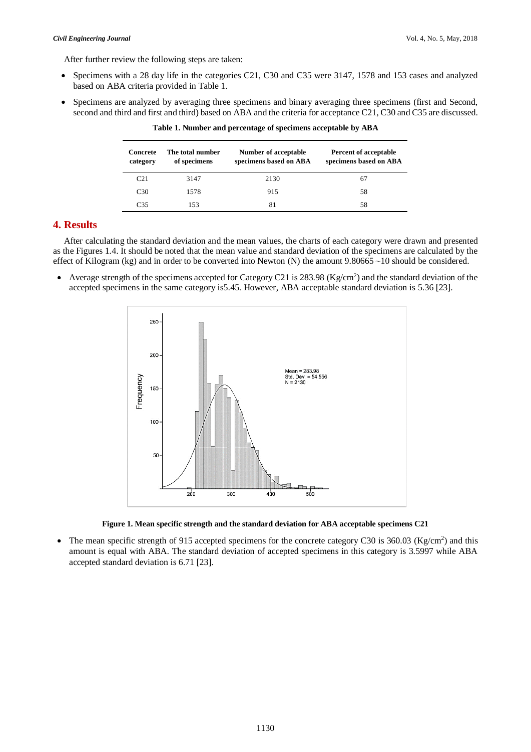After further review the following steps are taken:

- Specimens with a 28 day life in the categories C21, C30 and C35 were 3147, 1578 and 153 cases and analyzed based on ABA criteria provided in Table 1.
- Specimens are analyzed by averaging three specimens and binary averaging three specimens (first and Second, second and third and first and third) based on ABA and the criteria for acceptance C21, C30 and C35 are discussed.

**Table 1. Number and percentage of specimens acceptable by ABA**

| Concrete category | The total number of specimens | Number of acceptable specimens based on ABA | Percent of acceptable specimens based on ABA |
|---|---|---|---|
| C21 | 3147 | 2130 | 67 |
| C30 | 1578 | 915 | 58 |
| C35 | 153 | 81 | 58 |

## 4. Results

After calculating the standard deviation and the mean values, the charts of each category were drawn and presented as the Figures 1.4. It should be noted that the mean value and standard deviation of the specimens are calculated by the effect of Kilogram (kg) and in order to be converted into Newton (N) the amount 9.80665 ~10 should be considered.

- Average strength of the specimens accepted for Category C21 is 283.98 ($Kg/cm^2$) and the standard deviation of the accepted specimens in the same category is5.45. However, ABA acceptable standard deviation is 5.36 [23].

**Figure 1. Mean specific strength and the standard deviation for ABA acceptable specimens C21**

- The mean specific strength of 915 accepted specimens for the concrete category C30 is 360.03 ($Kg/cm^2$) and this amount is equal with ABA. The standard deviation of accepted specimens in this category is 3.5997 while ABA accepted standard deviation is 6.71 [23].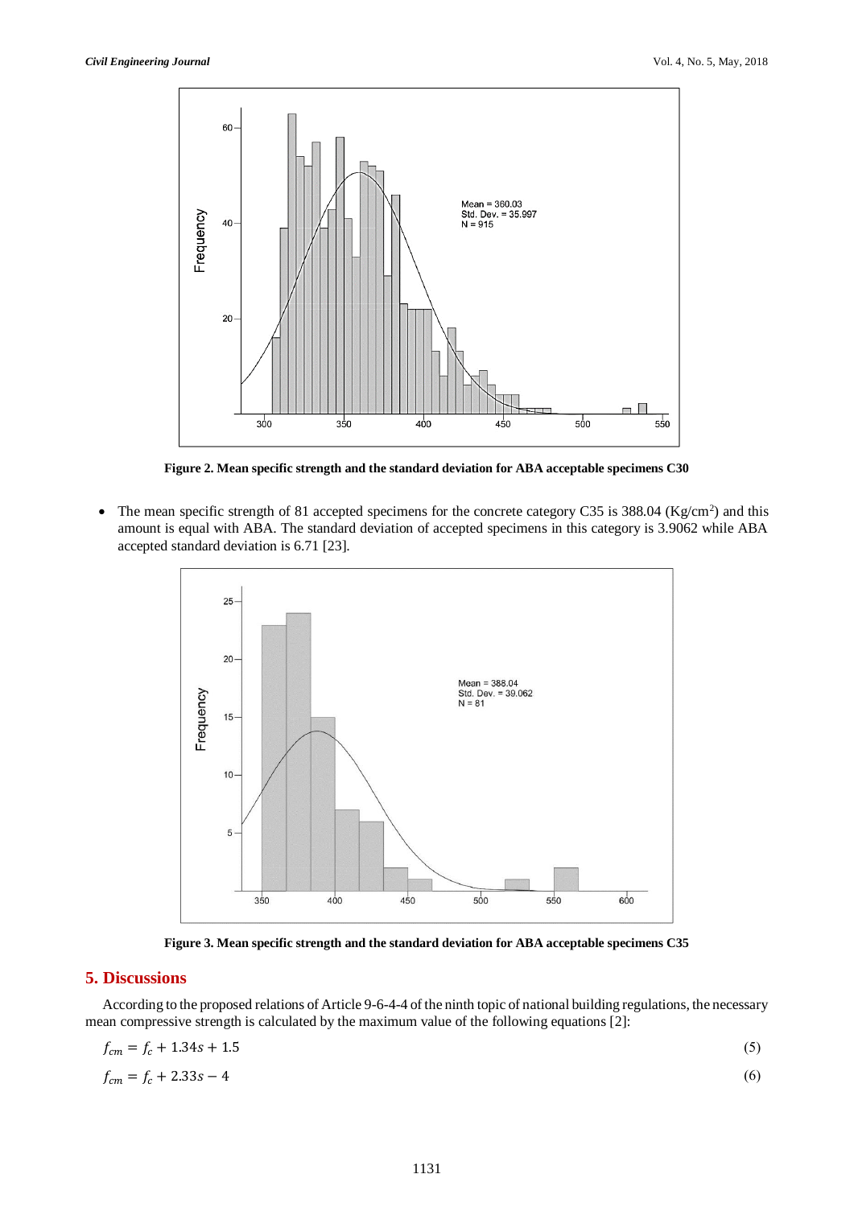Figure 2. Mean specific strength and the standard deviation for ABA acceptable specimens C30

- The mean specific strength of 81 accepted specimens for the concrete category C35 is 388.04 (Kg/cm$^2$) and this amount is equal with ABA. The standard deviation of accepted specimens in this category is 3.9062 while ABA accepted standard deviation is 6.71 [23].

Figure 3. Mean specific strength and the standard deviation for ABA acceptable specimens C35

## 5. Discussions

According to the proposed relations of Article 9-6-4-4 of the ninth topic of national building regulations, the necessary mean compressive strength is calculated by the maximum value of the following equations [2]:

$$f_{cm} = f_c + 1.34s + 1.5 \tag{5}$$

$$f_{cm} = f_c + 2.33s - 4 \tag{6}$$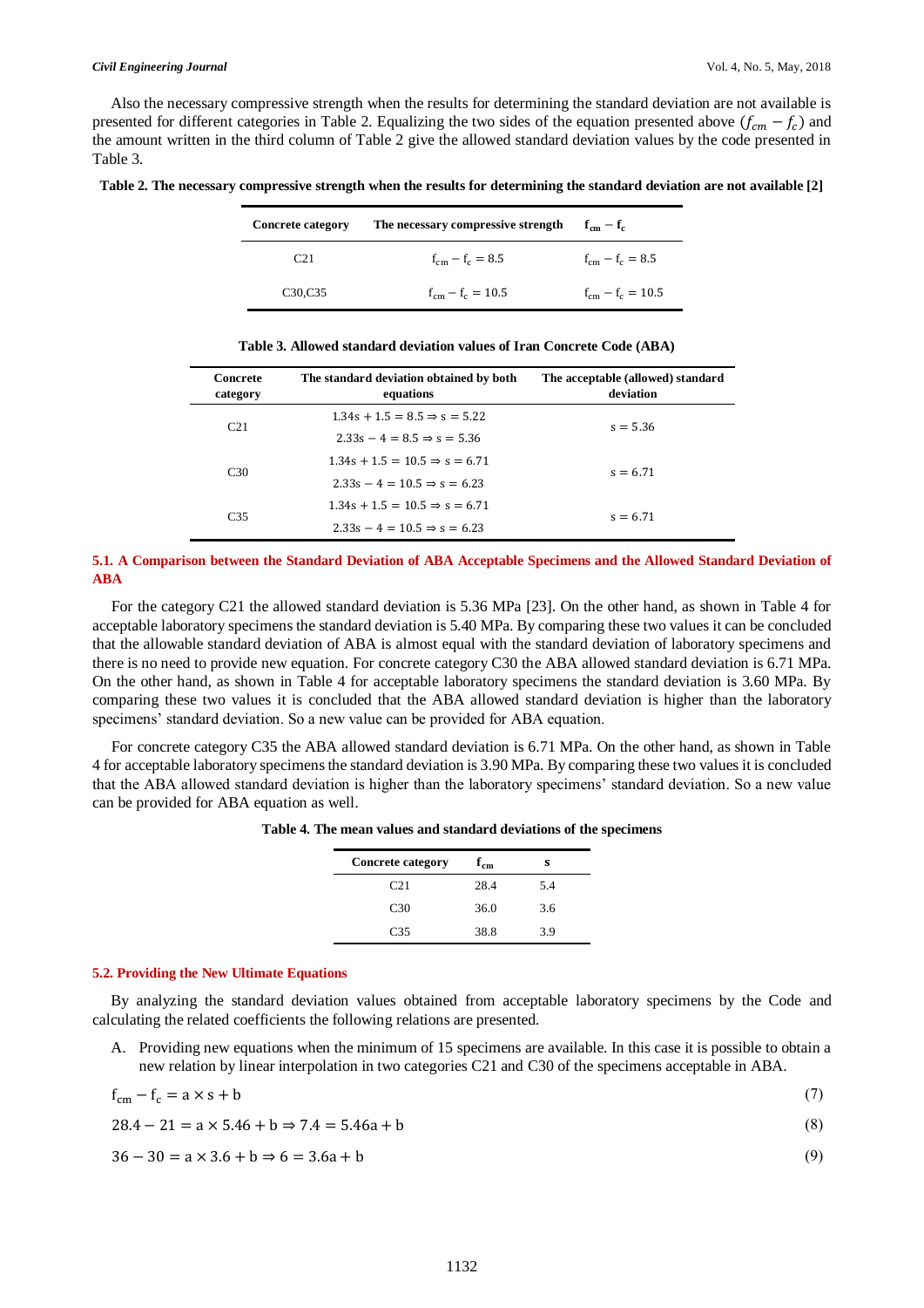Also the necessary compressive strength when the results for determining the standard deviation are not available is presented for different categories in Table 2. Equalizing the two sides of the equation presented above ($f_{cm} - f_c$) and the amount written in the third column of Table 2 give the allowed standard deviation values by the code presented in Table 3.

**Table 2. The necessary compressive strength when the results for determining the standard deviation are not available [2]**

| Concrete category | The necessary compressive strength | $f_{cm} - f_c$ |
|---|---|---|
| C21 | $f_{cm} - f_c = 8.5$ | $f_{cm} - f_c = 8.5$ |
| C30,C35 | $f_{cm} - f_c = 10.5$ | $f_{cm} - f_c = 10.5$ |

**Table 3. Allowed standard deviation values of Iran Concrete Code (ABA)**

| Concrete category | The standard deviation obtained by both equations | The acceptable (allowed) standard deviation |
|---|---|---|
| C21 | $1.34s + 1.5 = 8.5 \Rightarrow s = 5.22$ | $s = 5.36$ |
| | $2.33s - 4 = 8.5 \Rightarrow s = 5.36$ | |
| C30 | $1.34s + 1.5 = 10.5 \Rightarrow s = 6.71$ | $s = 6.71$ |
| | $2.33s - 4 = 10.5 \Rightarrow s = 6.23$ | |
| C35 | $1.34s + 1.5 = 10.5 \Rightarrow s = 6.71$ | $s = 6.71$ |
| | $2.33s - 4 = 10.5 \Rightarrow s = 6.23$ | |

### 5.1. A Comparison between the Standard Deviation of ABA Acceptable Specimens and the Allowed Standard Deviation of ABA

For the category C21 the allowed standard deviation is 5.36 MPa [23]. On the other hand, as shown in Table 4 for acceptable laboratory specimens the standard deviation is 5.40 MPa. By comparing these two values it can be concluded that the allowable standard deviation of ABA is almost equal with the standard deviation of laboratory specimens and there is no need to provide new equation. For concrete category C30 the ABA allowed standard deviation is 6.71 MPa. On the other hand, as shown in Table 4 for acceptable laboratory specimens the standard deviation is 3.60 MPa. By comparing these two values it is concluded that the ABA allowed standard deviation is higher than the laboratory specimens' standard deviation. So a new value can be provided for ABA equation.

For concrete category C35 the ABA allowed standard deviation is 6.71 MPa. On the other hand, as shown in Table 4 for acceptable laboratory specimens the standard deviation is 3.90 MPa. By comparing these two values it is concluded that the ABA allowed standard deviation is higher than the laboratory specimens' standard deviation. So a new value can be provided for ABA equation as well.

**Table 4. The mean values and standard deviations of the specimens**

| Concrete category | $f_{cm}$ | s |
|---|---|---|
| C21 | 28.4 | 5.4 |
| C30 | 36.0 | 3.6 |
| C35 | 38.8 | 3.9 |

### 5.2. Providing the New Ultimate Equations

By analyzing the standard deviation values obtained from acceptable laboratory specimens by the Code and calculating the related coefficients the following relations are presented.

A. Providing new equations when the minimum of 15 specimens are available. In this case it is possible to obtain a new relation by linear interpolation in two categories C21 and C30 of the specimens acceptable in ABA.

$$f_{cm} - f_c = a \times s + b \tag{7}$$

$$28.4 - 21 = a \times 5.46 + b \Rightarrow 7.4 = 5.46a + b \tag{8}$$

$$36 - 30 = a \times 3.6 + b \Rightarrow 6 = 3.6a + b \tag{9}$$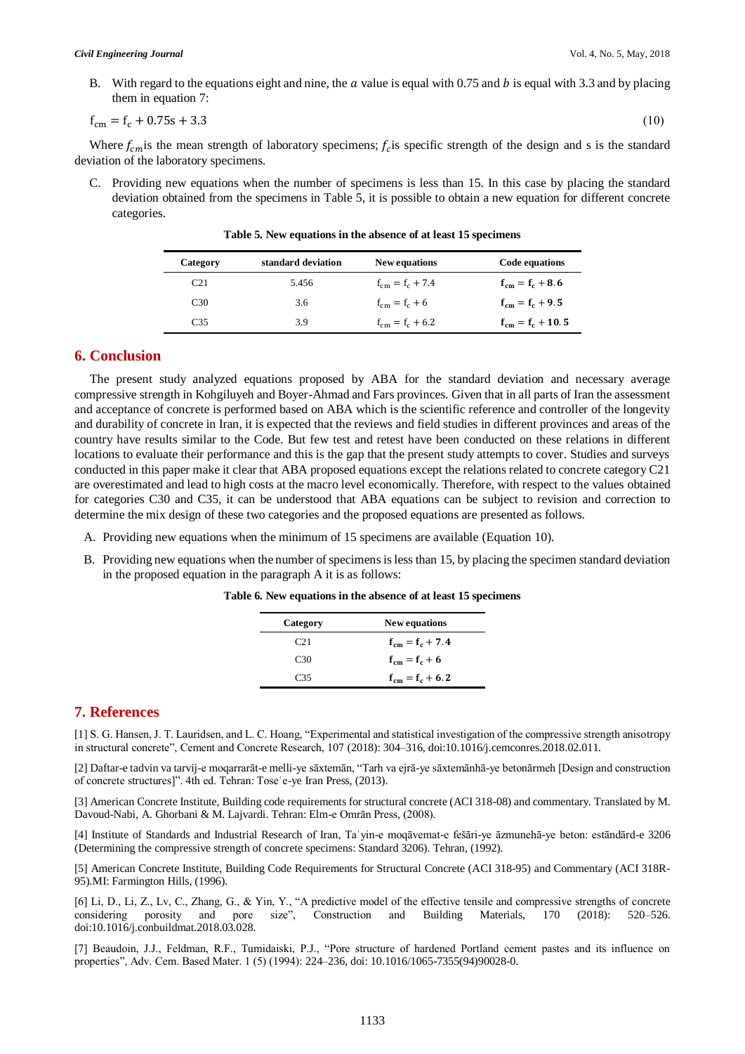B. With regard to the equations eight and nine, the $a$ value is equal with 0.75 and $b$ is equal with 3.3 and by placing them in equation 7:

$$f_{cm} = f_c + 0.75s + 3.3 \tag{10}$$

Where $f_{cm}$ is the mean strength of laboratory specimens; $f_c$ is specific strength of the design and s is the standard deviation of the laboratory specimens.

C. Providing new equations when the number of specimens is less than 15. In this case by placing the standard deviation obtained from the specimens in Table 5, it is possible to obtain a new equation for different concrete categories.

**Table 5. New equations in the absence of at least 15 specimens**

| Category | standard deviation | New equations | Code equations |
|---|---|---|---|
| C21 | 5.456 | $f_{cm} = f_c + 7.4$ | $\mathbf{f_{cm} = f_c + 8.6}$ |
| C30 | 3.6 | $f_{cm} = f_c + 6$ | $\mathbf{f_{cm} = f_c + 9.5}$ |
| C35 | 3.9 | $f_{cm} = f_c + 6.2$ | $\mathbf{f_{cm} = f_c + 10.5}$ |

## 6. Conclusion

The present study analyzed equations proposed by ABA for the standard deviation and necessary average compressive strength in Kohgiluyeh and Boyer-Ahmad and Fars provinces. Given that in all parts of Iran the assessment and acceptance of concrete is performed based on ABA which is the scientific reference and controller of the longevity and durability of concrete in Iran, it is expected that the reviews and field studies in different provinces and areas of the country have results similar to the Code. But few test and retest have been conducted on these relations in different locations to evaluate their performance and this is the gap that the present study attempts to cover. Studies and surveys conducted in this paper make it clear that ABA proposed equations except the relations related to concrete category C21 are overestimated and lead to high costs at the macro level economically. Therefore, with respect to the values obtained for categories C30 and C35, it can be understood that ABA equations can be subject to revision and correction to determine the mix design of these two categories and the proposed equations are presented as follows.

A. Providing new equations when the minimum of 15 specimens are available (Equation 10).

B. Providing new equations when the number of specimens is less than 15, by placing the specimen standard deviation in the proposed equation in the paragraph A it is as follows:

**Table 6. New equations in the absence of at least 15 specimens**

| Category | New equations |
|---|---|
| C21 | $\mathbf{f_{cm} = f_c + 7.4}$ |
| C30 | $\mathbf{f_{cm} = f_c + 6}$ |
| C35 | $\mathbf{f_{cm} = f_c + 6.2}$ |

## 7. References

[1] S. G. Hansen, J. T. Lauridsen, and L. C. Hoang, "Experimental and statistical investigation of the compressive strength anisotropy in structural concrete", Cement and Concrete Research, 107 (2018): 304–316, doi:10.1016/j.cemconres.2018.02.011.

[2] Daftar-e tadvin va tarvij-e moqarrarāt-e melli-ye sāxtemān, "Tarh va ejrā-ye sāxtemānhā-ye betonārmeh [Design and construction of concrete structures]". 4th ed. Tehran: Toseʾe-ye Iran Press, (2013).

[3] American Concrete Institute, Building code requirements for structural concrete (ACI 318-08) and commentary. Translated by M. Davoud-Nabi, A. Ghorbani & M. Lajvardi. Tehran: Elm-e Omrān Press, (2008).

[4] Institute of Standards and Industrial Research of Iran, Taʿyin-e moqāvemat-e fešāri-ye āzmunehā-ye beton: estāndārd-e 3206 (Determining the compressive strength of concrete specimens: Standard 3206). Tehran, (1992).

[5] American Concrete Institute, Building Code Requirements for Structural Concrete (ACI 318-95) and Commentary (ACI 318R-95).MI: Farmington Hills, (1996).

[6] Li, D., Li, Z., Lv, C., Zhang, G., & Yin, Y., "A predictive model of the effective tensile and compressive strengths of concrete considering porosity and pore size", Construction and Building Materials, 170 (2018): 520–526. doi:10.1016/j.conbuildmat.2018.03.028.

[7] Beaudoin, J.J., Feldman, R.F., Tumidaiski, P.J., "Pore structure of hardened Portland cement pastes and its influence on properties", Adv. Cem. Based Mater. 1 (5) (1994): 224–236, doi: 10.1016/1065-7355(94)90028-0.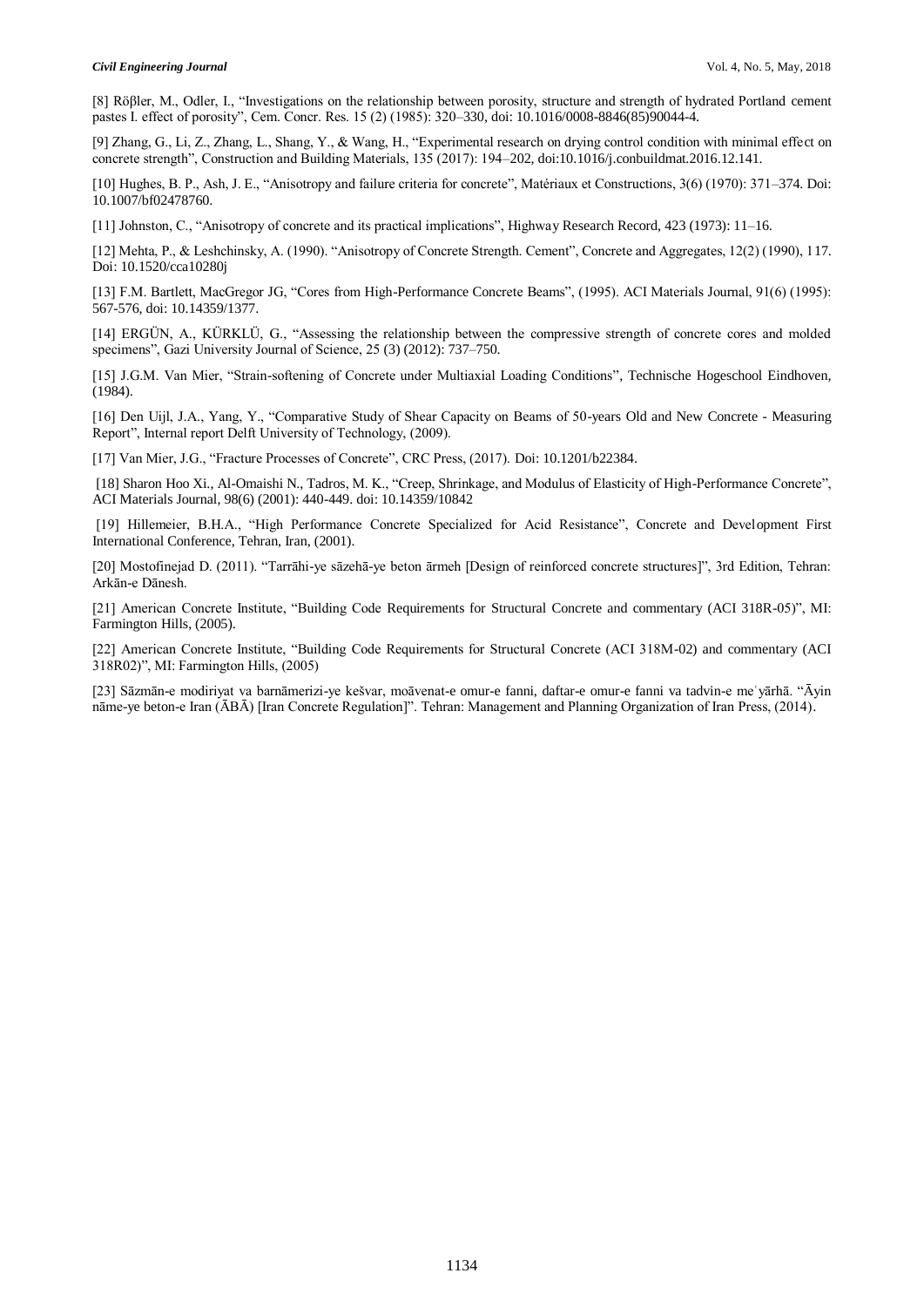[8] Röβler, M., Odler, I., "Investigations on the relationship between porosity, structure and strength of hydrated Portland cement pastes I. effect of porosity", Cem. Concr. Res. 15 (2) (1985): 320–330, doi: 10.1016/0008-8846(85)90044-4.

[9] Zhang, G., Li, Z., Zhang, L., Shang, Y., & Wang, H., "Experimental research on drying control condition with minimal effect on concrete strength", Construction and Building Materials, 135 (2017): 194–202, doi:10.1016/j.conbuildmat.2016.12.141.

[10] Hughes, B. P., Ash, J. E., "Anisotropy and failure criteria for concrete", Matériaux et Constructions, 3(6) (1970): 371–374. Doi: 10.1007/bf02478760.

[11] Johnston, C., "Anisotropy of concrete and its practical implications", Highway Research Record, 423 (1973): 11–16.

[12] Mehta, P., & Leshchinsky, A. (1990). "Anisotropy of Concrete Strength. Cement", Concrete and Aggregates, 12(2) (1990), 117. Doi: 10.1520/cca10280j

[13] F.M. Bartlett, MacGregor JG, "Cores from High-Performance Concrete Beams", (1995). ACI Materials Journal, 91(6) (1995): 567-576, doi: 10.14359/1377.

[14] ERGÜN, A., KÜRKLÜ, G., "Assessing the relationship between the compressive strength of concrete cores and molded specimens", Gazi University Journal of Science, 25 (3) (2012): 737–750.

[15] J.G.M. Van Mier, "Strain-softening of Concrete under Multiaxial Loading Conditions", Technische Hogeschool Eindhoven, (1984).

[16] Den Uijl, J.A., Yang, Y., "Comparative Study of Shear Capacity on Beams of 50-years Old and New Concrete - Measuring Report", Internal report Delft University of Technology, (2009).

[17] Van Mier, J.G., "Fracture Processes of Concrete", CRC Press, (2017). Doi: 10.1201/b22384.

[18] Sharon Hoo Xi., Al-Omaishi N., Tadros, M. K., "Creep, Shrinkage, and Modulus of Elasticity of High-Performance Concrete", ACI Materials Journal, 98(6) (2001): 440-449. doi: 10.14359/10842

[19] Hillemeier, B.H.A., "High Performance Concrete Specialized for Acid Resistance", Concrete and Development First International Conference, Tehran, Iran, (2001).

[20] Mostofinejad D. (2011). "Tarrāhi-ye sāzehā-ye beton ārmeh [Design of reinforced concrete structures]", 3rd Edition, Tehran: Arkān-e Dānesh.

[21] American Concrete Institute, "Building Code Requirements for Structural Concrete and commentary (ACI 318R-05)", MI: Farmington Hills, (2005).

[22] American Concrete Institute, "Building Code Requirements for Structural Concrete (ACI 318M-02) and commentary (ACI 318R02)", MI: Farmington Hills, (2005)

[23] Sāzmān-e modiriyat va barnāmerizi-ye kešvar, moāvenat-e omur-e fanni, daftar-e omur-e fanni va tadvin-e meʿyārhā. "Āyin nāme-ye beton-e Iran (ĀBĀ) [Iran Concrete Regulation]". Tehran: Management and Planning Organization of Iran Press, (2014).